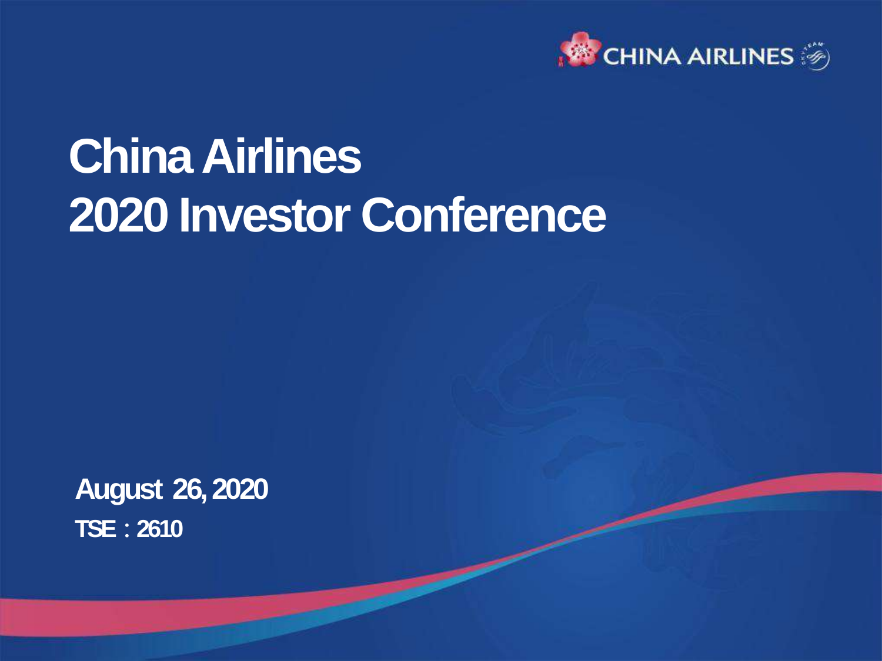CHINA AIRLINES

# China Airlines 2020 Investor Conference

**August 26, 2020**

**TSE：2610**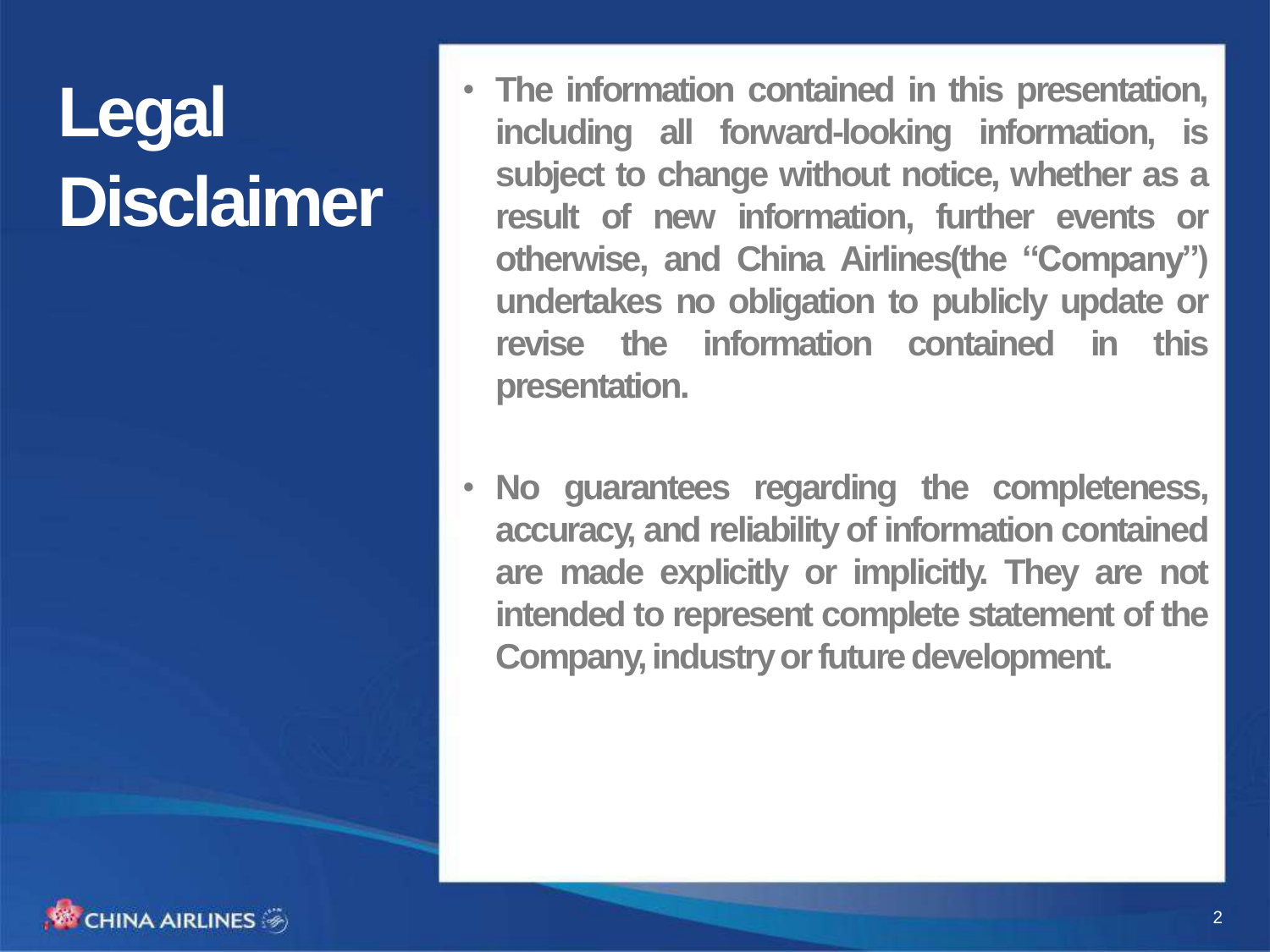# Legal Disclaimer

- **The information contained in this presentation, including all forward-looking information, is subject to change without notice, whether as a result of new information, further events or otherwise, and China Airlines(the "Company") undertakes no obligation to publicly update or revise the information contained in this presentation.**

- **No guarantees regarding the completeness, accuracy, and reliability of information contained are made explicitly or implicitly. They are not intended to represent complete statement of the Company, industry or future development.**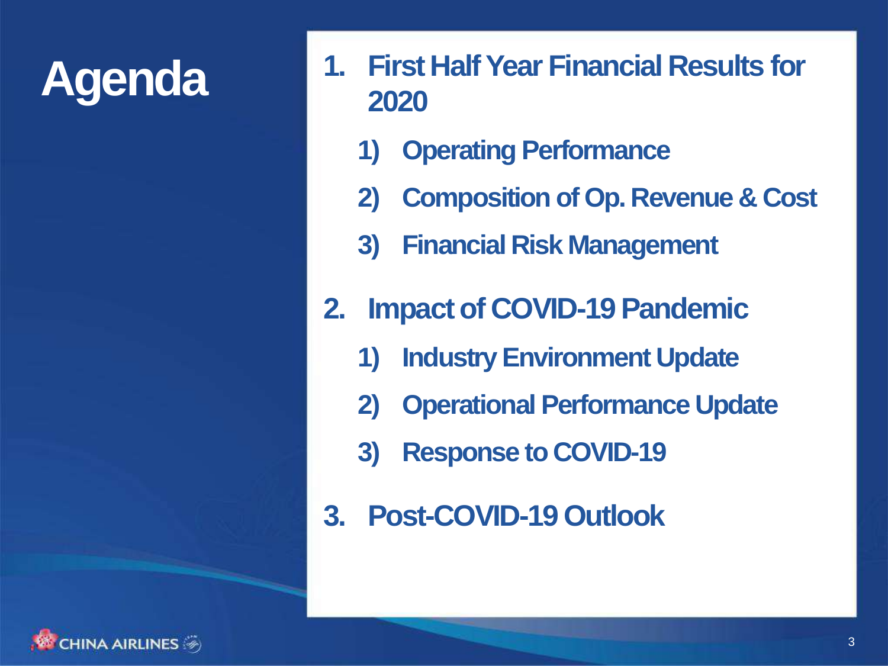# Agenda

1. **First Half Year Financial Results for 2020**
   1) **Operating Performance**
   2) **Composition of Op. Revenue & Cost**
   3) **Financial Risk Management**

2. **Impact of COVID-19 Pandemic**
   1) **Industry Environment Update**
   2) **Operational Performance Update**
   3) **Response to COVID-19**

3. **Post-COVID-19 Outlook**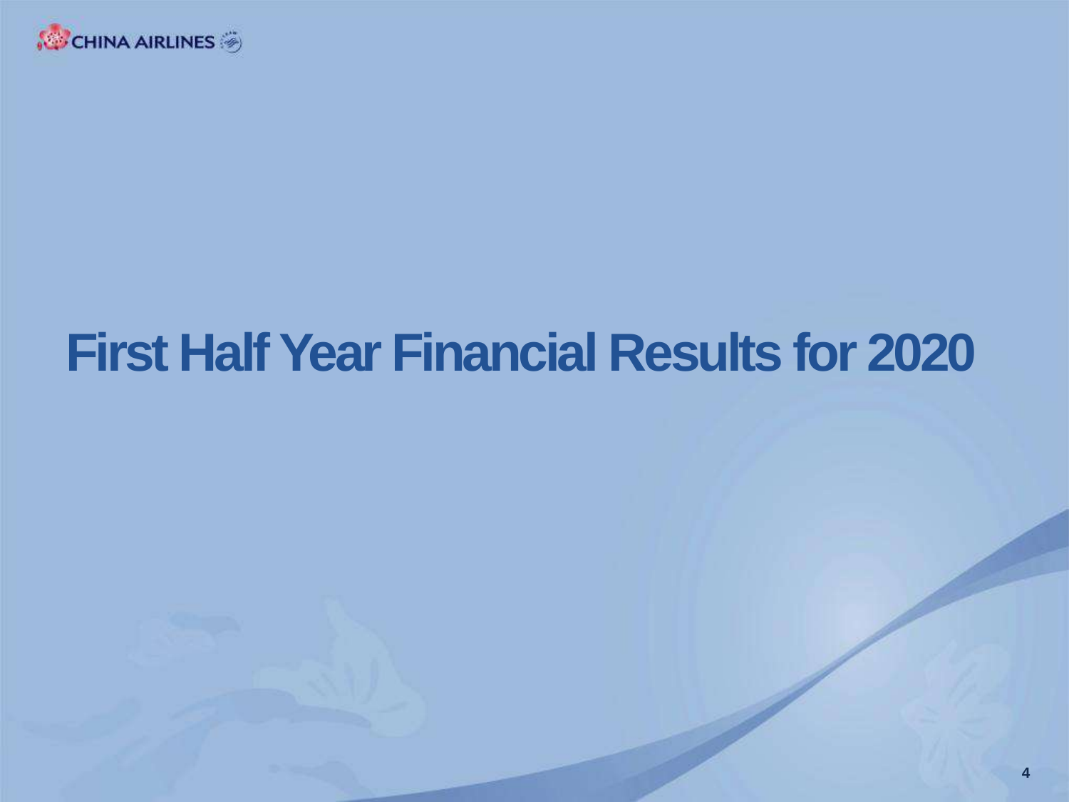# First Half Year Financial Results for 2020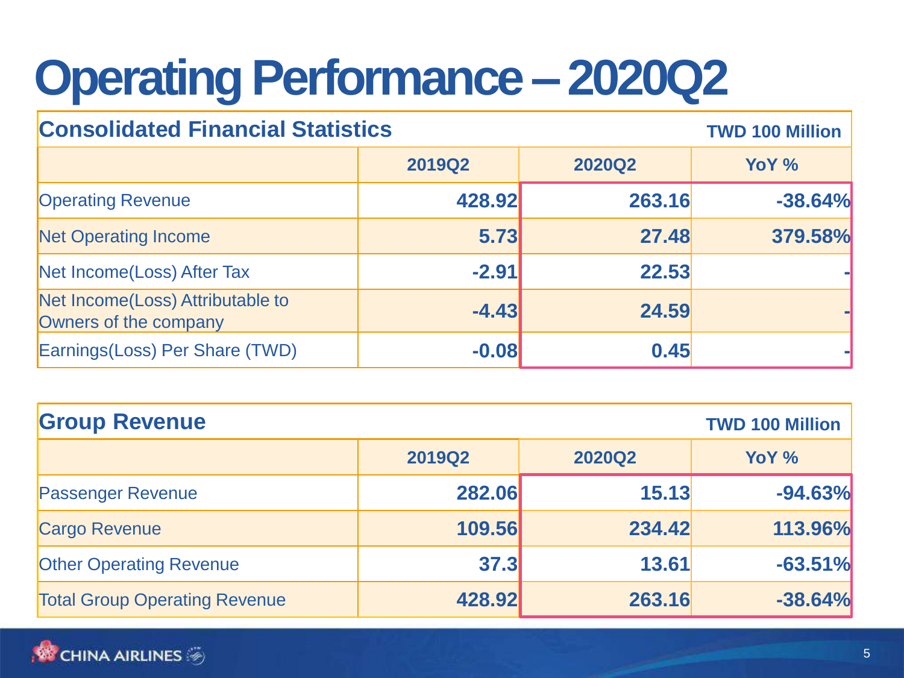# Operating Performance – 2020Q2

## Consolidated Financial Statistics

TWD 100 Million

| | 2019Q2 | 2020Q2 | YoY % |
|---|---|---|---|
| Operating Revenue | 428.92 | 263.16 | -38.64% |
| Net Operating Income | 5.73 | 27.48 | 379.58% |
| Net Income(Loss) After Tax | -2.91 | 22.53 | - |
| Net Income(Loss) Attributable to Owners of the company | -4.43 | 24.59 | - |
| Earnings(Loss) Per Share (TWD) | -0.08 | 0.45 | - |

## Group Revenue

TWD 100 Million

| | 2019Q2 | 2020Q2 | YoY % |
|---|---|---|---|
| Passenger Revenue | 282.06 | 15.13 | -94.63% |
| Cargo Revenue | 109.56 | 234.42 | 113.96% |
| Other Operating Revenue | 37.3 | 13.61 | -63.51% |
| Total Group Operating Revenue | 428.92 | 263.16 | -38.64% |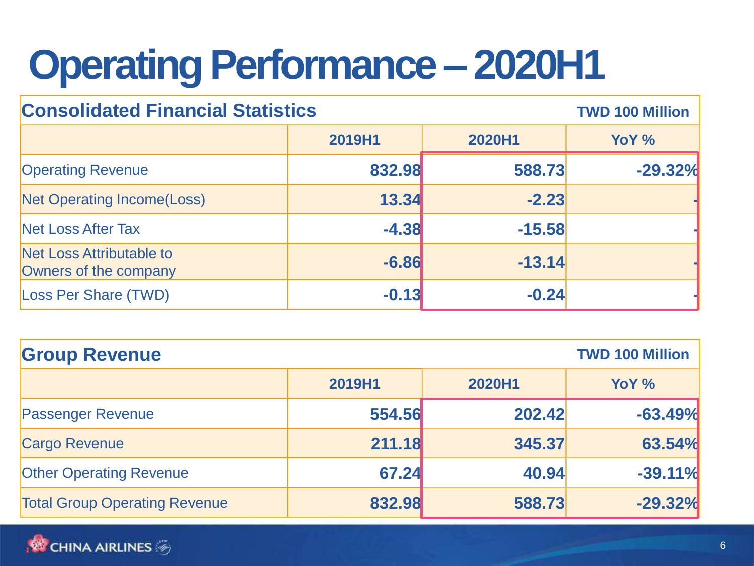# Operating Performance – 2020H1

## Consolidated Financial Statistics

TWD 100 Million

| | 2019H1 | 2020H1 | YoY % |
|---|---|---|---|
| Operating Revenue | 832.98 | 588.73 | -29.32% |
| Net Operating Income(Loss) | 13.34 | -2.23 | - |
| Net Loss After Tax | -4.38 | -15.58 | - |
| Net Loss Attributable to Owners of the company | -6.86 | -13.14 | - |
| Loss Per Share (TWD) | -0.13 | -0.24 | - |

## Group Revenue

TWD 100 Million

| | 2019H1 | 2020H1 | YoY % |
|---|---|---|---|
| Passenger Revenue | 554.56 | 202.42 | -63.49% |
| Cargo Revenue | 211.18 | 345.37 | 63.54% |
| Other Operating Revenue | 67.24 | 40.94 | -39.11% |
| Total Group Operating Revenue | 832.98 | 588.73 | -29.32% |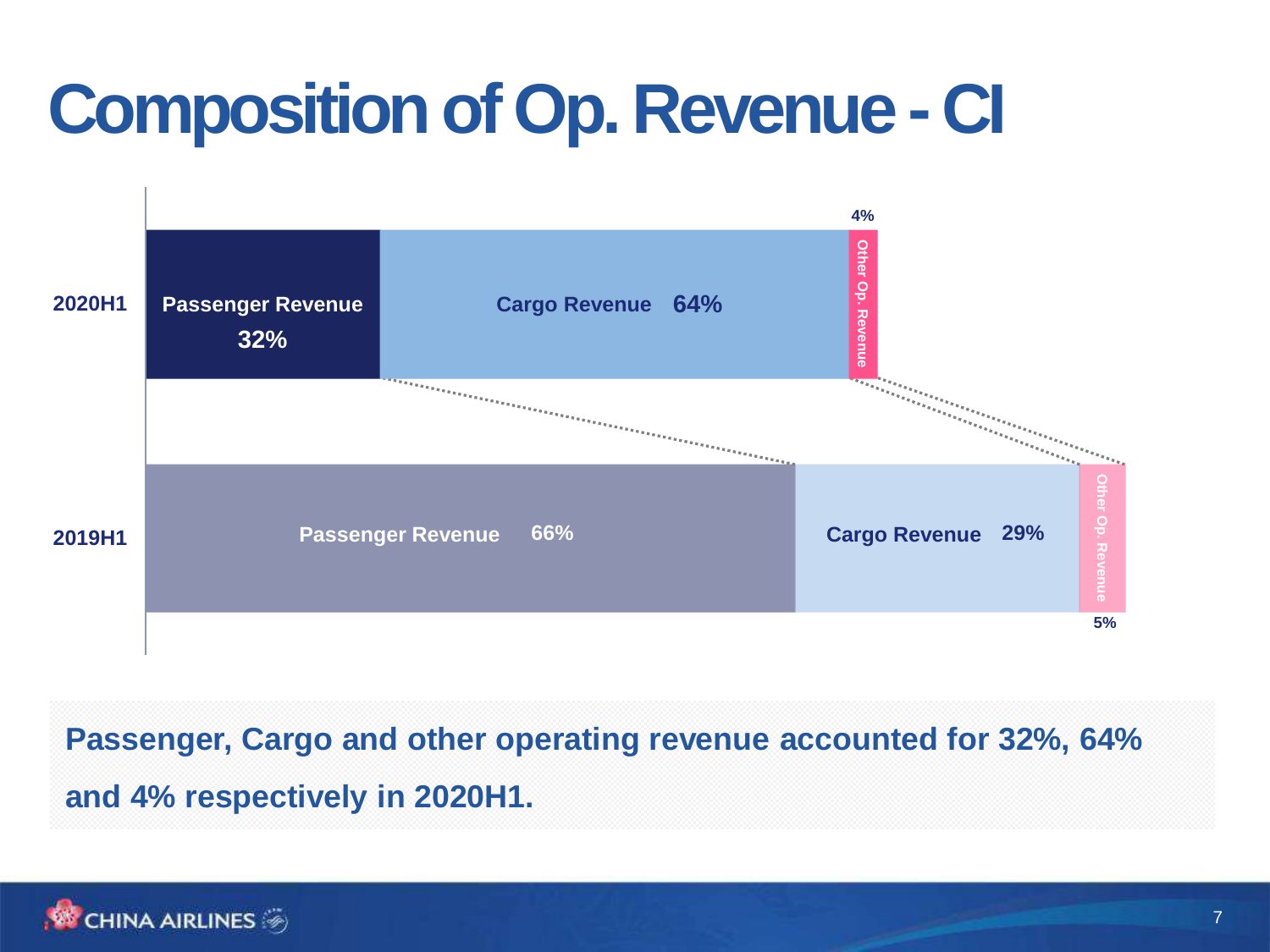# Composition of Op. Revenue - CI

| | Passenger Revenue | Cargo Revenue | Other Op. Revenue |
|---|---|---|---|
| 2020H1 | 32% | 64% | 4% |
| 2019H1 | 66% | 29% | 5% |

**Passenger, Cargo and other operating revenue accounted for 32%, 64% and 4% respectively in 2020H1.**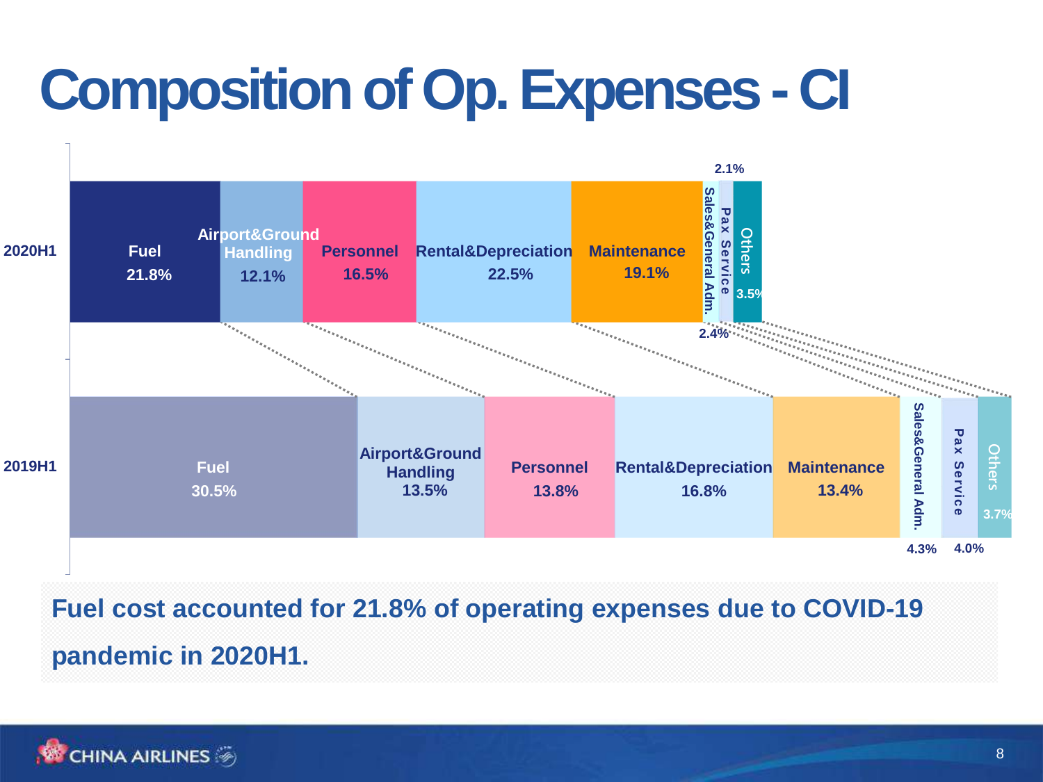# Composition of Op. Expenses - CI

| | Fuel | Airport&Ground Handling | Personnel | Rental&Depreciation | Maintenance | Sales&General Adm. | Pax Service | Others |
|---|---|---|---|---|---|---|---|---|
| 2020H1 | 21.8% | 12.1% | 16.5% | 22.5% | 19.1% | 2.4% | 2.1% | 3.5% |
| 2019H1 | 30.5% | 13.5% | 13.8% | 16.8% | 13.4% | 4.3% | 4.0% | 3.7% |

**Fuel cost accounted for 21.8% of operating expenses due to COVID-19 pandemic in 2020H1.**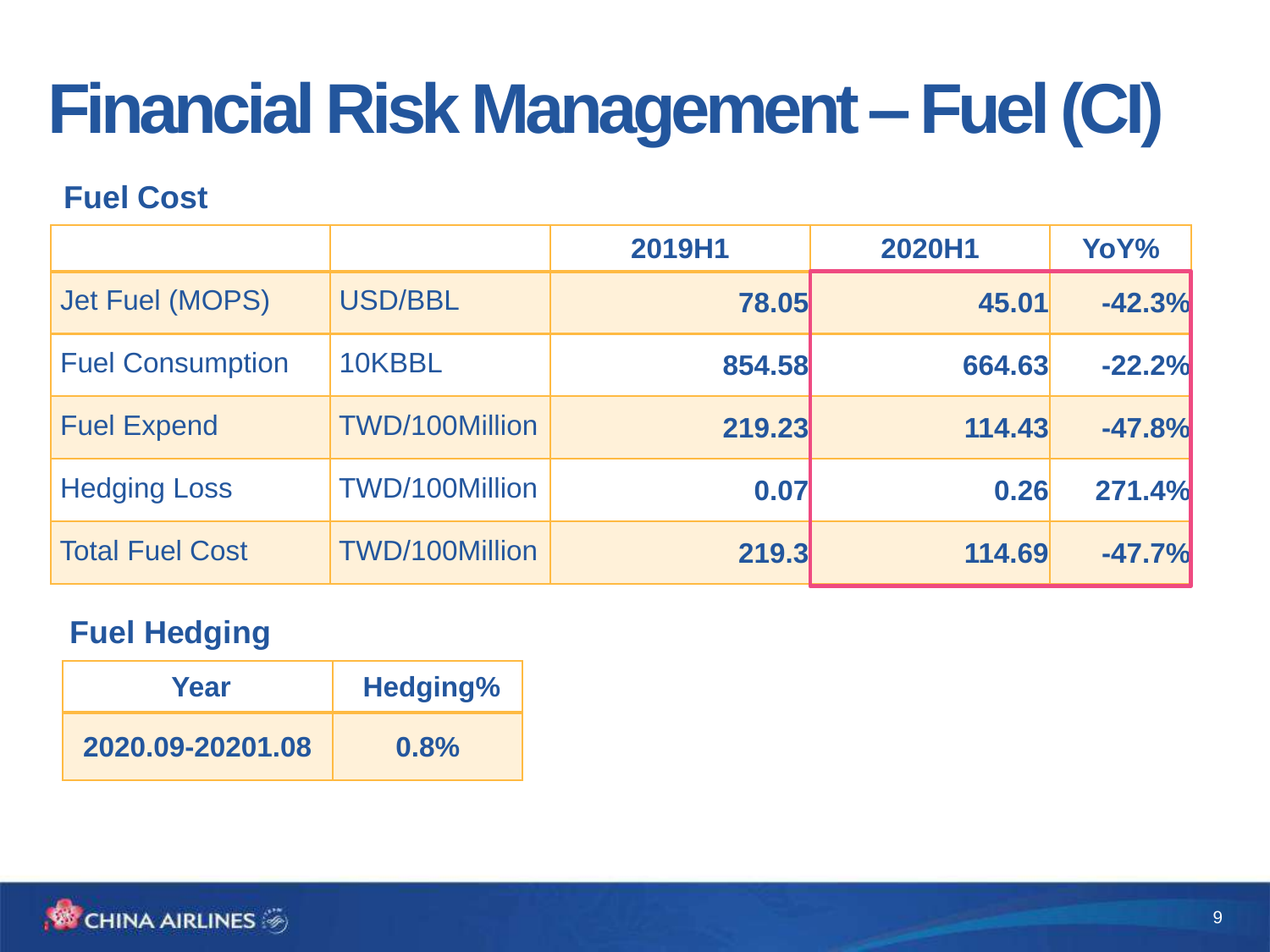# Financial Risk Management – Fuel (CI)

## Fuel Cost

| | | 2019H1 | 2020H1 | YoY% |
|---|---|---|---|---|
| Jet Fuel (MOPS) | USD/BBL | 78.05 | 45.01 | -42.3% |
| Fuel Consumption | 10KBBL | 854.58 | 664.63 | -22.2% |
| Fuel Expend | TWD/100Million | 219.23 | 114.43 | -47.8% |
| Hedging Loss | TWD/100Million | 0.07 | 0.26 | 271.4% |
| Total Fuel Cost | TWD/100Million | 219.3 | 114.69 | -47.7% |

## Fuel Hedging

| Year | Hedging% |
|---|---|
| 2020.09-20201.08 | 0.8% |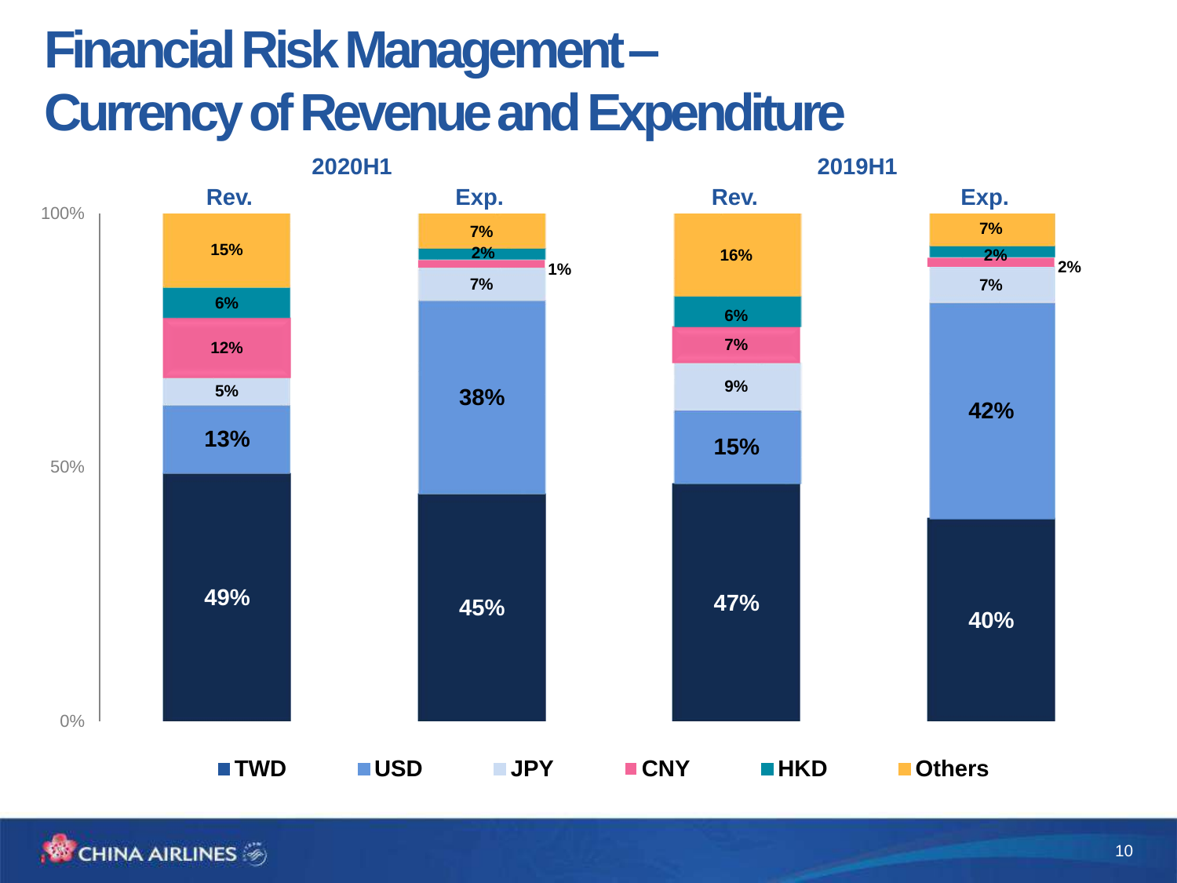# Financial Risk Management – Currency of Revenue and Expenditure

| Currency | 2020H1 Rev. | 2020H1 Exp. | 2019H1 Rev. | 2019H1 Exp. |
|---|---|---|---|---|
| TWD | 49% | 45% | 47% | 40% |
| USD | 13% | 38% | 15% | 42% |
| JPY | 5% | 7% | 9% | 7% |
| CNY | 12% | 1% | 7% | 2% |
| HKD | 6% | 2% | 6% | 2% |
| Others | 15% | 7% | 16% | 7% |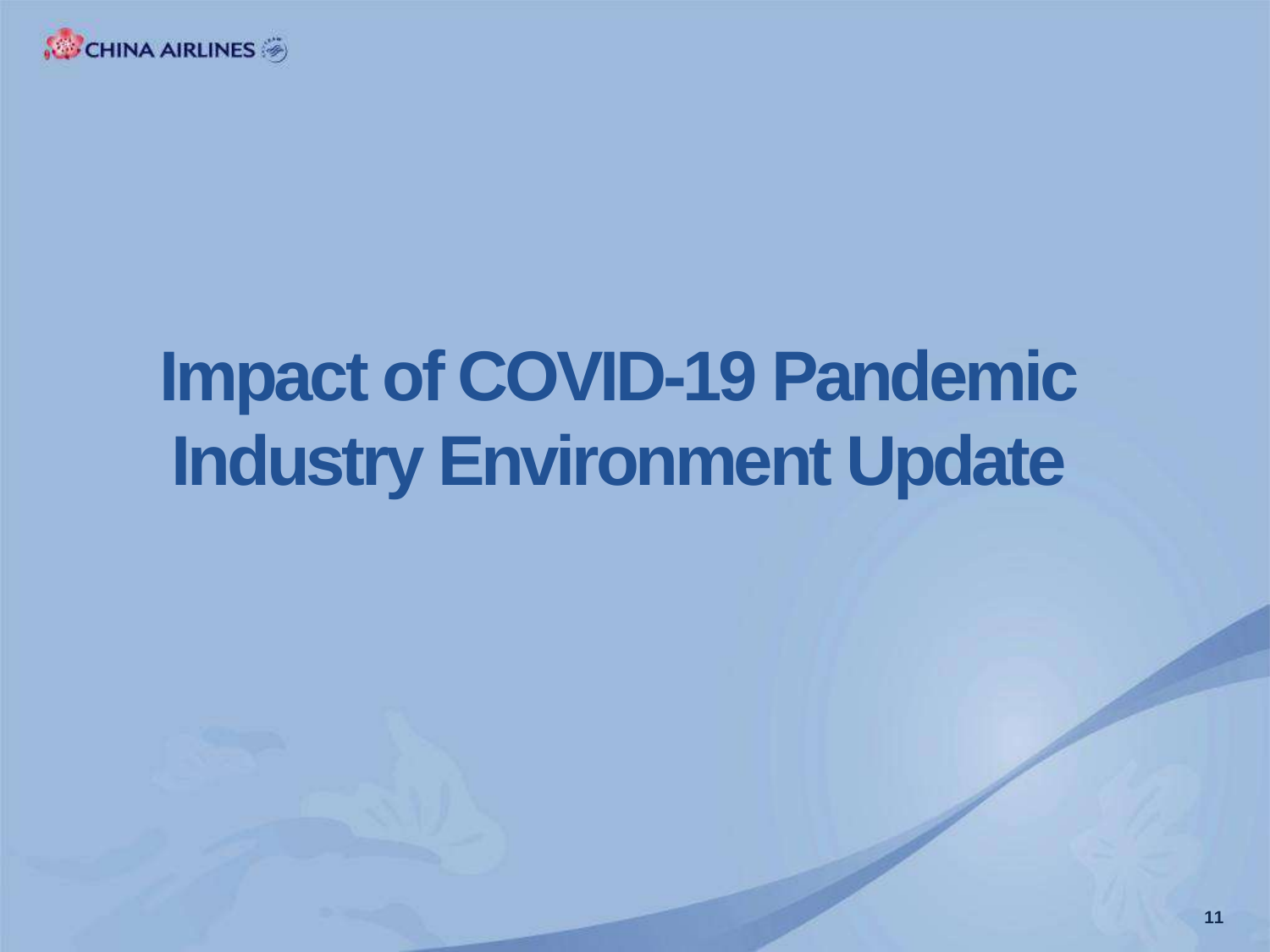# Impact of COVID-19 Pandemic Industry Environment Update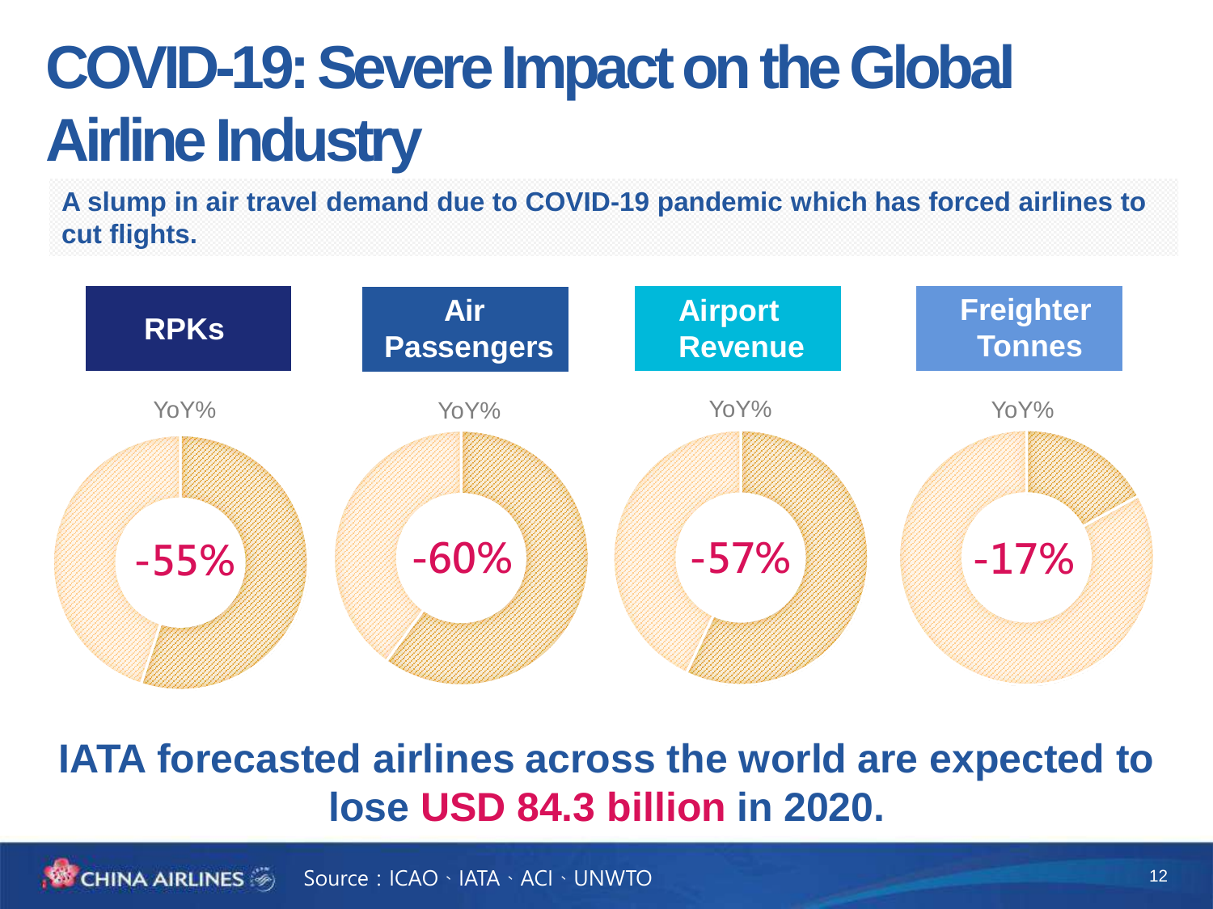# COVID-19: Severe Impact on the Global Airline Industry

**A slump in air travel demand due to COVID-19 pandemic which has forced airlines to cut flights.**

| RPKs | Air Passengers | Airport Revenue | Freighter Tonnes |
|---|---|---|---|
| YoY% | YoY% | YoY% | YoY% |
| -55% | -60% | -57% | -17% |

**IATA forecasted airlines across the world are expected to lose USD 84.3 billion in 2020.**

Source：ICAO、IATA、ACI、UNWTO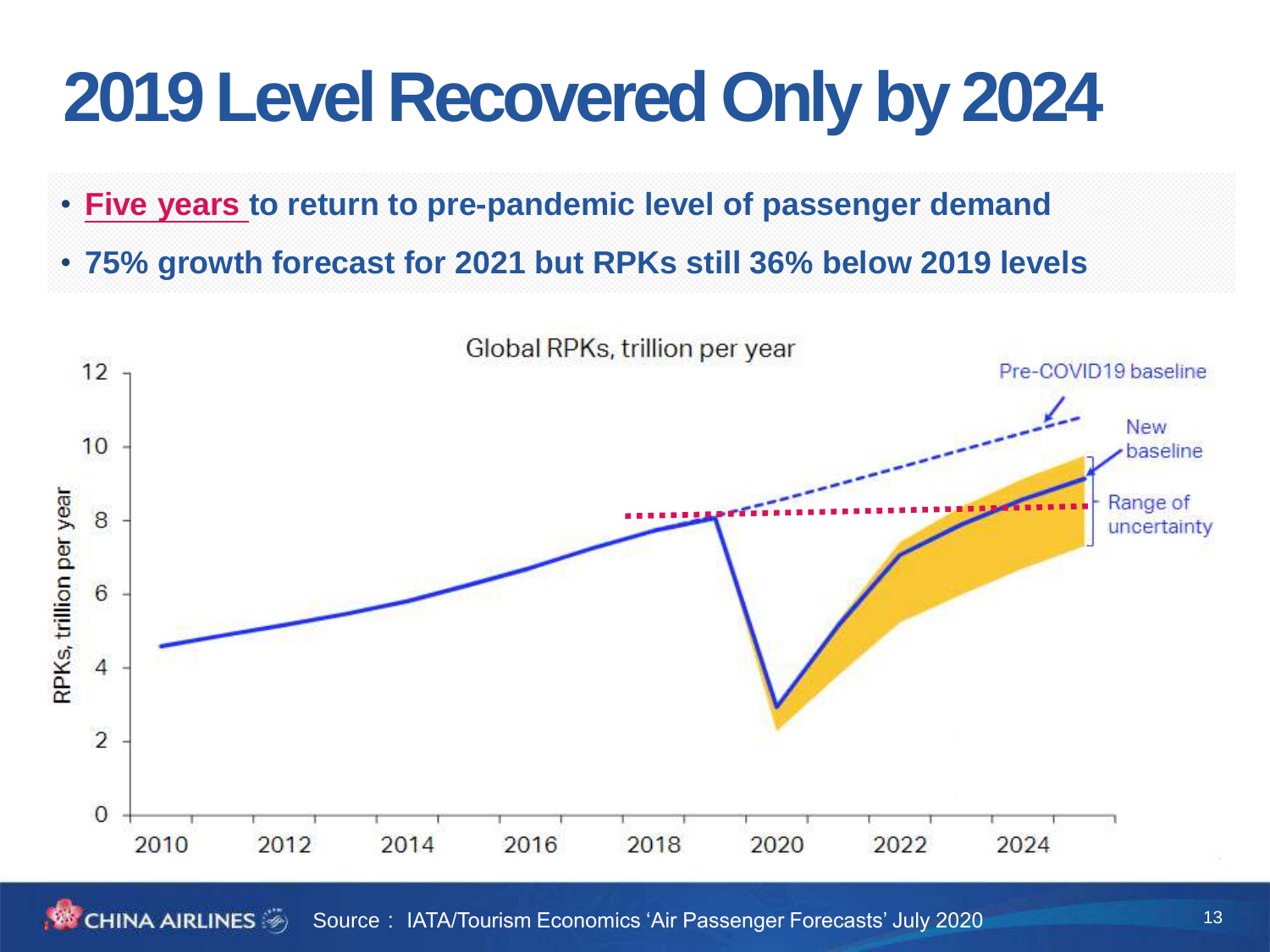# 2019 Level Recovered Only by 2024

- **Five years to return to pre-pandemic level of passenger demand**
- **75% growth forecast for 2021 but RPKs still 36% below 2019 levels**

Global RPKs, trillion per year

Source： IATA/Tourism Economics 'Air Passenger Forecasts' July 2020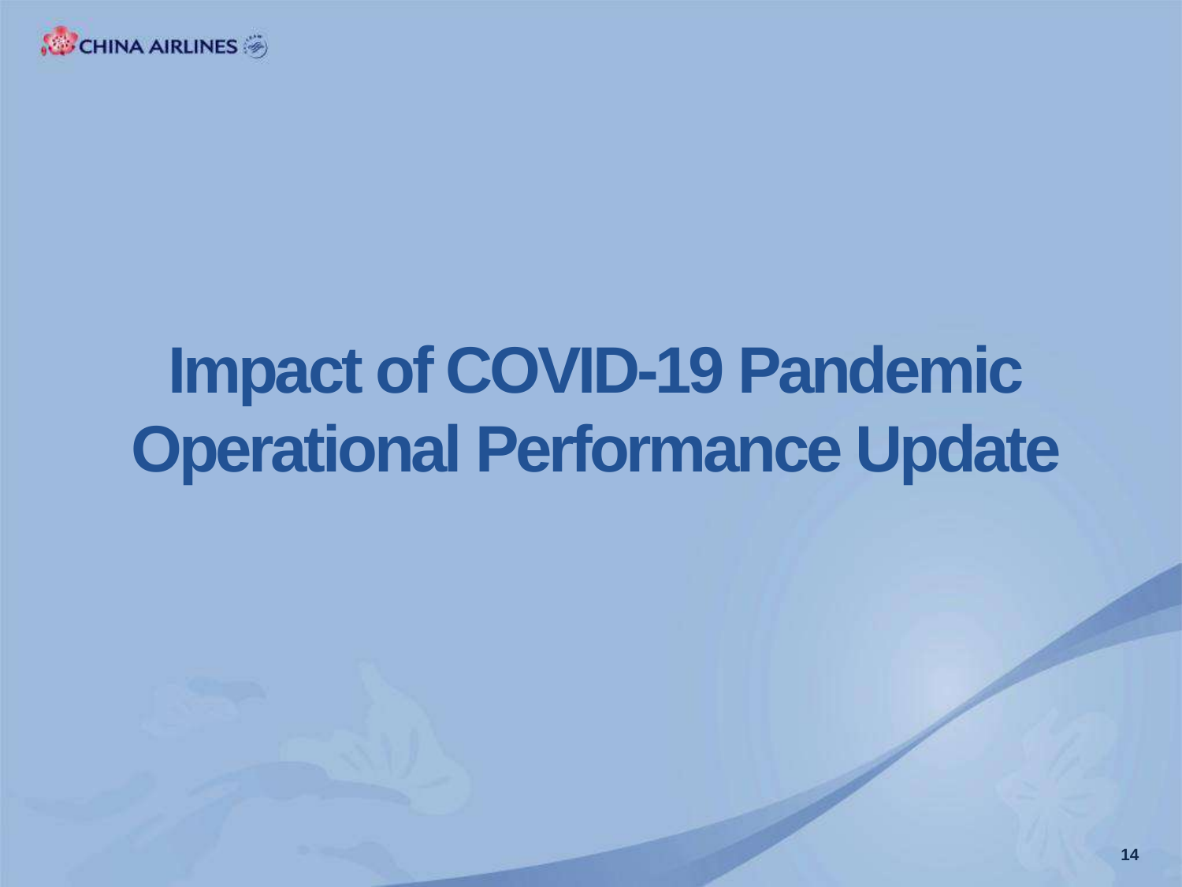# Impact of COVID-19 Pandemic Operational Performance Update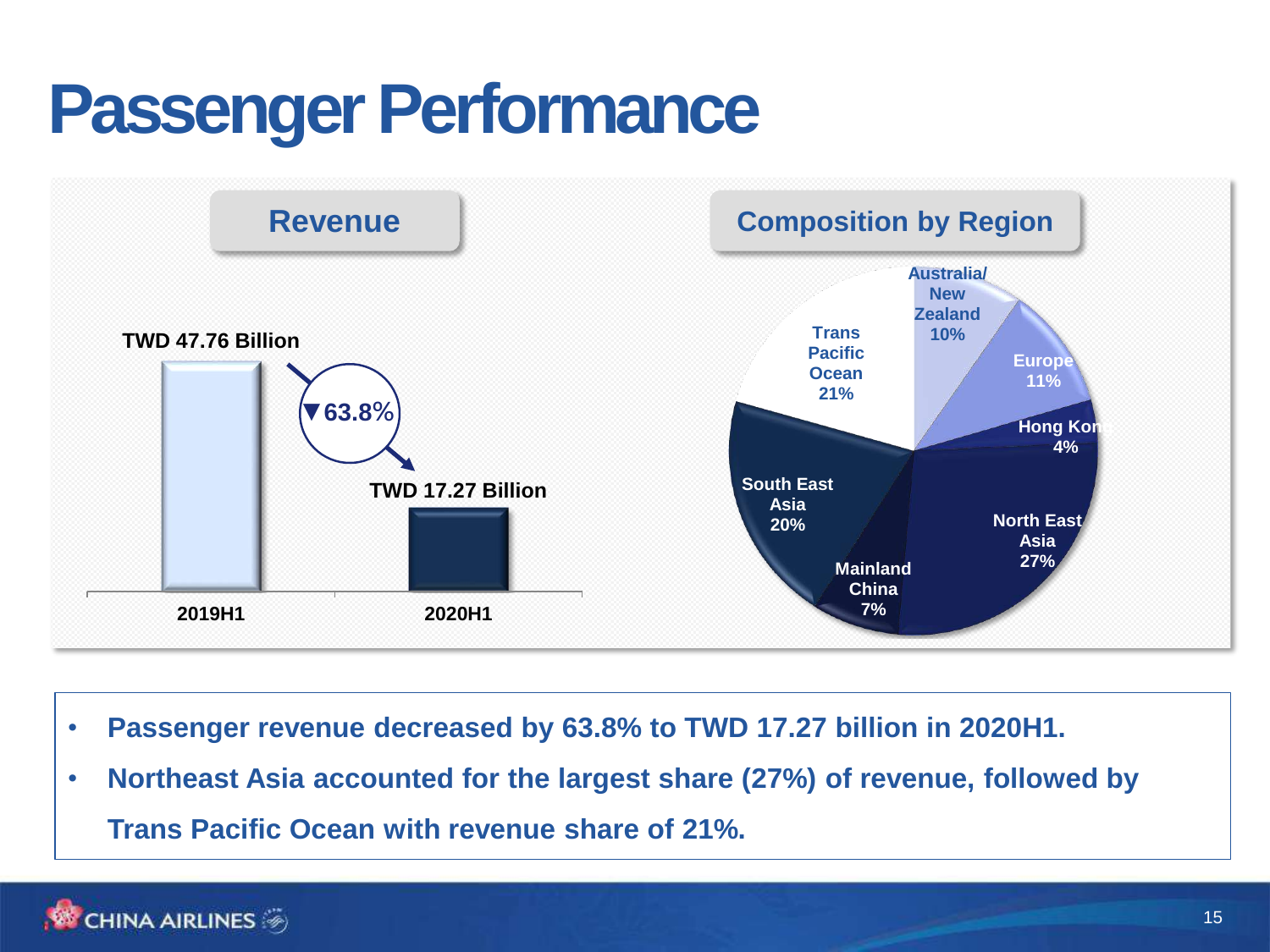# Passenger Performance

## Revenue

| | 2019H1 | 2020H1 |
|---|---|---|
| Revenue | TWD 47.76 Billion | TWD 17.27 Billion |

▼63.8%

## Composition by Region

| Region | Share |
|---|---|
| Australia/ New Zealand | 10% |
| Europe | 11% |
| Hong Kong | 4% |
| North East Asia | 27% |
| Mainland China | 7% |
| South East Asia | 20% |
| Trans Pacific Ocean | 21% |

- **Passenger revenue decreased by 63.8% to TWD 17.27 billion in 2020H1.**
- **Northeast Asia accounted for the largest share (27%) of revenue, followed by Trans Pacific Ocean with revenue share of 21%.**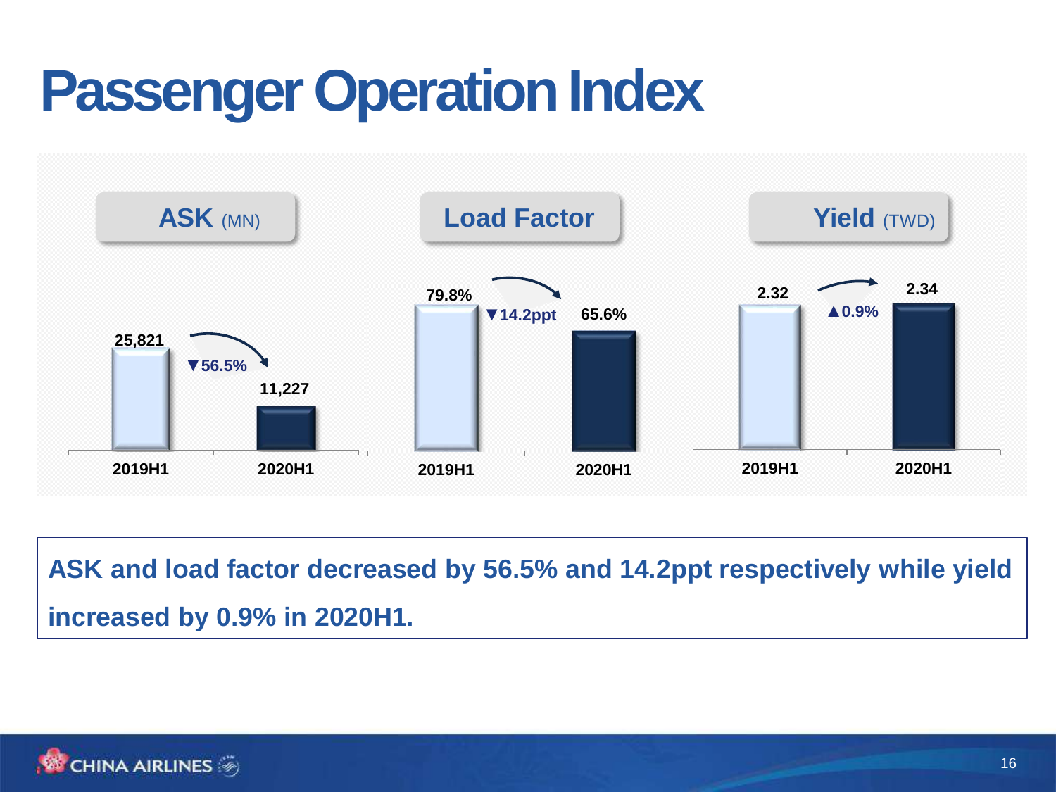# Passenger Operation Index

| | 2019H1 | 2020H1 | Change |
|---|---|---|---|
| ASK (MN) | 25,821 | 11,227 | ▼56.5% |
| Load Factor | 79.8% | 65.6% | ▼14.2ppt |
| Yield (TWD) | 2.32 | 2.34 | ▲0.9% |

**ASK and load factor decreased by 56.5% and 14.2ppt respectively while yield increased by 0.9% in 2020H1.**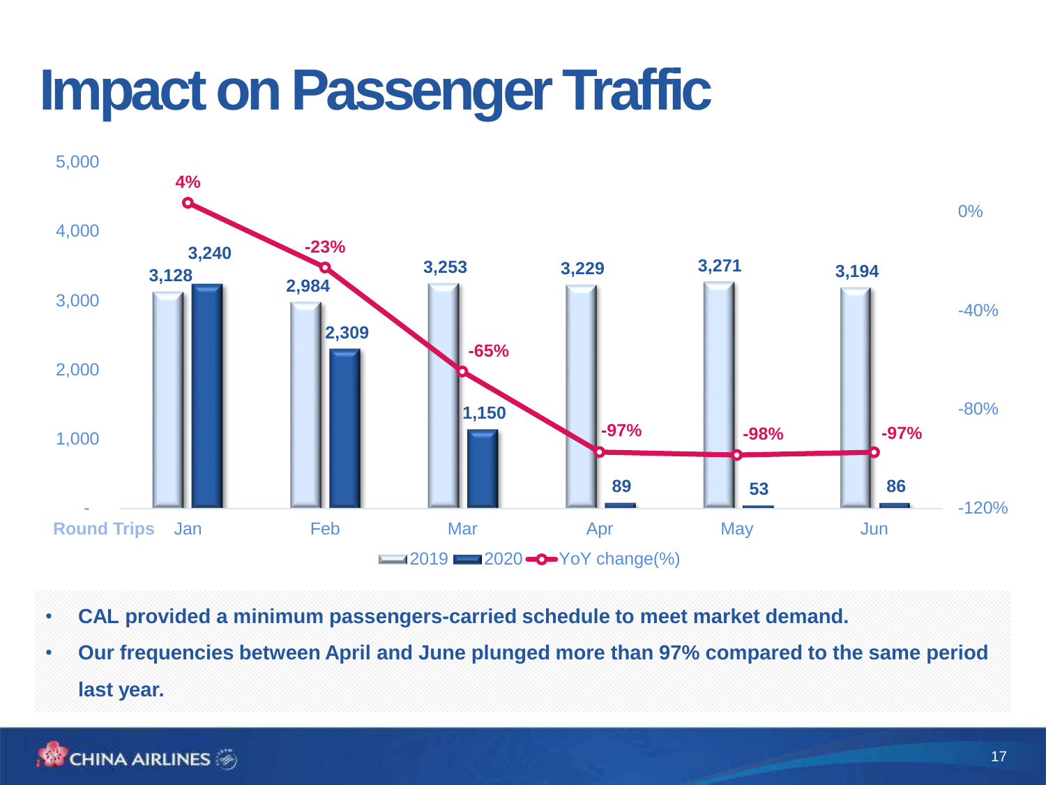# Impact on Passenger Traffic

| Round Trips | Jan | Feb | Mar | Apr | May | Jun |
|---|---|---|---|---|---|---|
| 2019 | 3,128 | 2,984 | 3,253 | 3,229 | 3,271 | 3,194 |
| 2020 | 3,240 | 2,309 | 1,150 | 89 | 53 | 86 |
| YoY change(%) | 4% | -23% | -65% | -97% | -98% | -97% |

- **CAL provided a minimum passengers-carried schedule to meet market demand.**
- **Our frequencies between April and June plunged more than 97% compared to the same period last year.**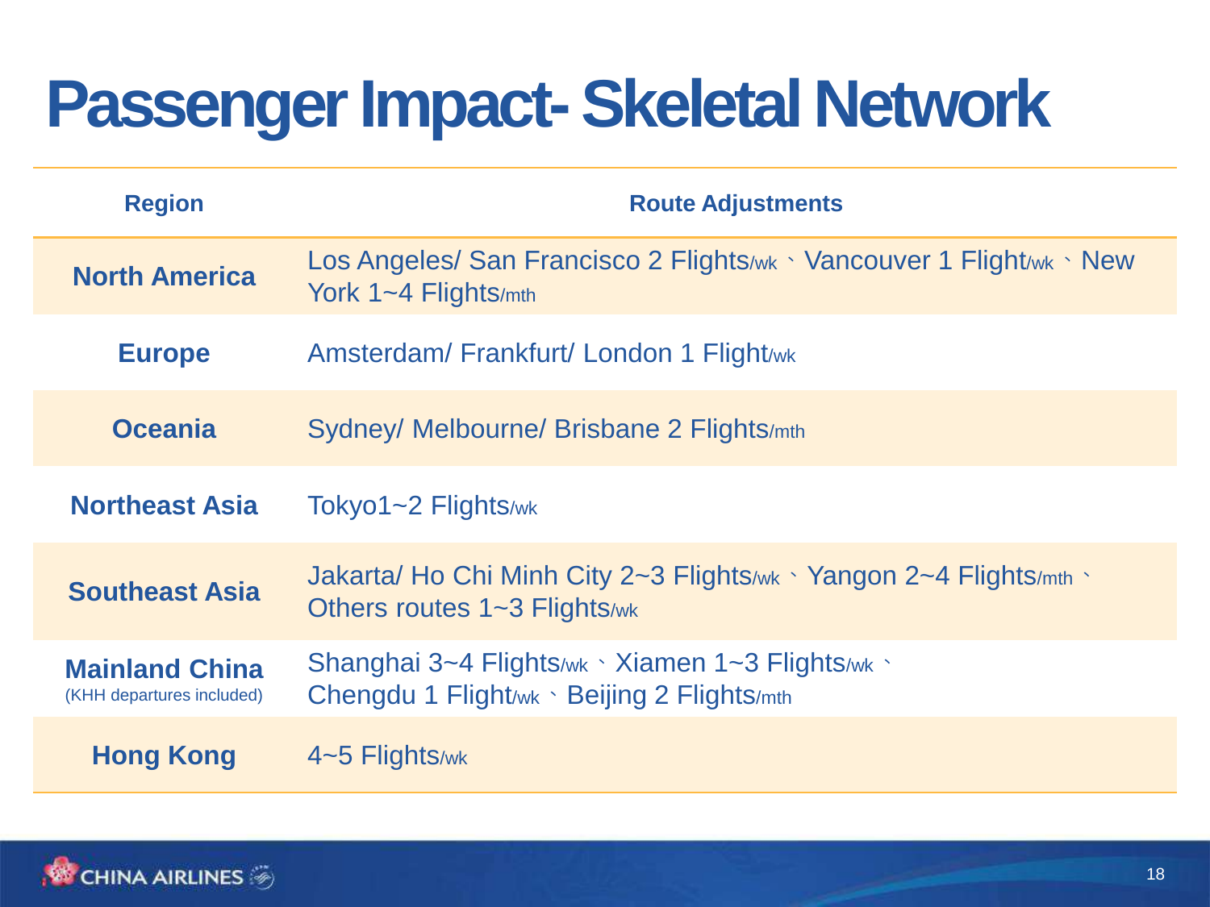# Passenger Impact- Skeletal Network

| Region | Route Adjustments |
|---|---|
| **North America** | Los Angeles/ San Francisco 2 Flights/wk、Vancouver 1 Flight/wk、New York 1~4 Flights/mth |
| **Europe** | Amsterdam/ Frankfurt/ London 1 Flight/wk |
| **Oceania** | Sydney/ Melbourne/ Brisbane 2 Flights/mth |
| **Northeast Asia** | Tokyo1~2 Flights/wk |
| **Southeast Asia** | Jakarta/ Ho Chi Minh City 2~3 Flights/wk、Yangon 2~4 Flights/mth、Others routes 1~3 Flights/wk |
| **Mainland China** (KHH departures included) | Shanghai 3~4 Flights/wk、Xiamen 1~3 Flights/wk、Chengdu 1 Flight/wk、Beijing 2 Flights/mth |
| **Hong Kong** | 4~5 Flights/wk |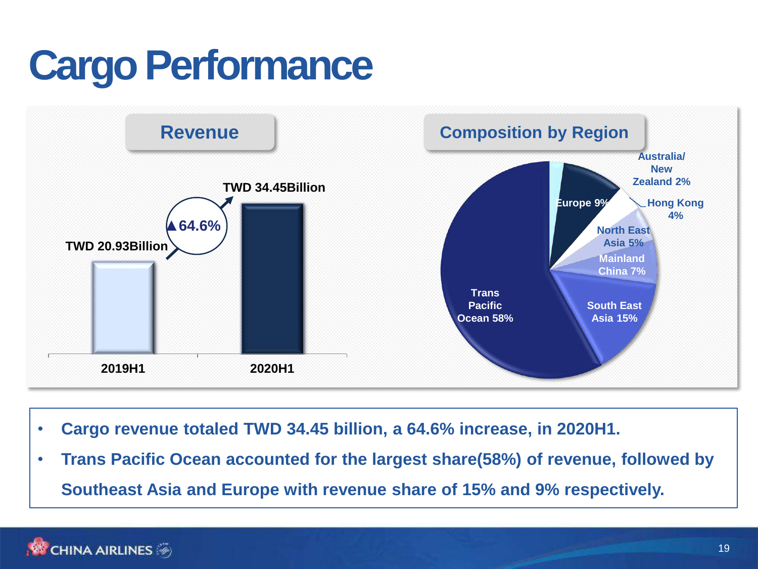# Cargo Performance

## Revenue

| | 2019H1 | 2020H1 |
|---|---|---|
| Revenue | TWD 20.93Billion | TWD 34.45Billion |

▲64.6%

## Composition by Region

| Region | Share |
|---|---|
| Trans Pacific Ocean | 58% |
| South East Asia | 15% |
| Europe | 9% |
| Mainland China | 7% |
| North East Asia | 5% |
| Hong Kong | 4% |
| Australia/ New Zealand | 2% |

- Cargo revenue totaled TWD 34.45 billion, a 64.6% increase, in 2020H1.
- Trans Pacific Ocean accounted for the largest share(58%) of revenue, followed by Southeast Asia and Europe with revenue share of 15% and 9% respectively.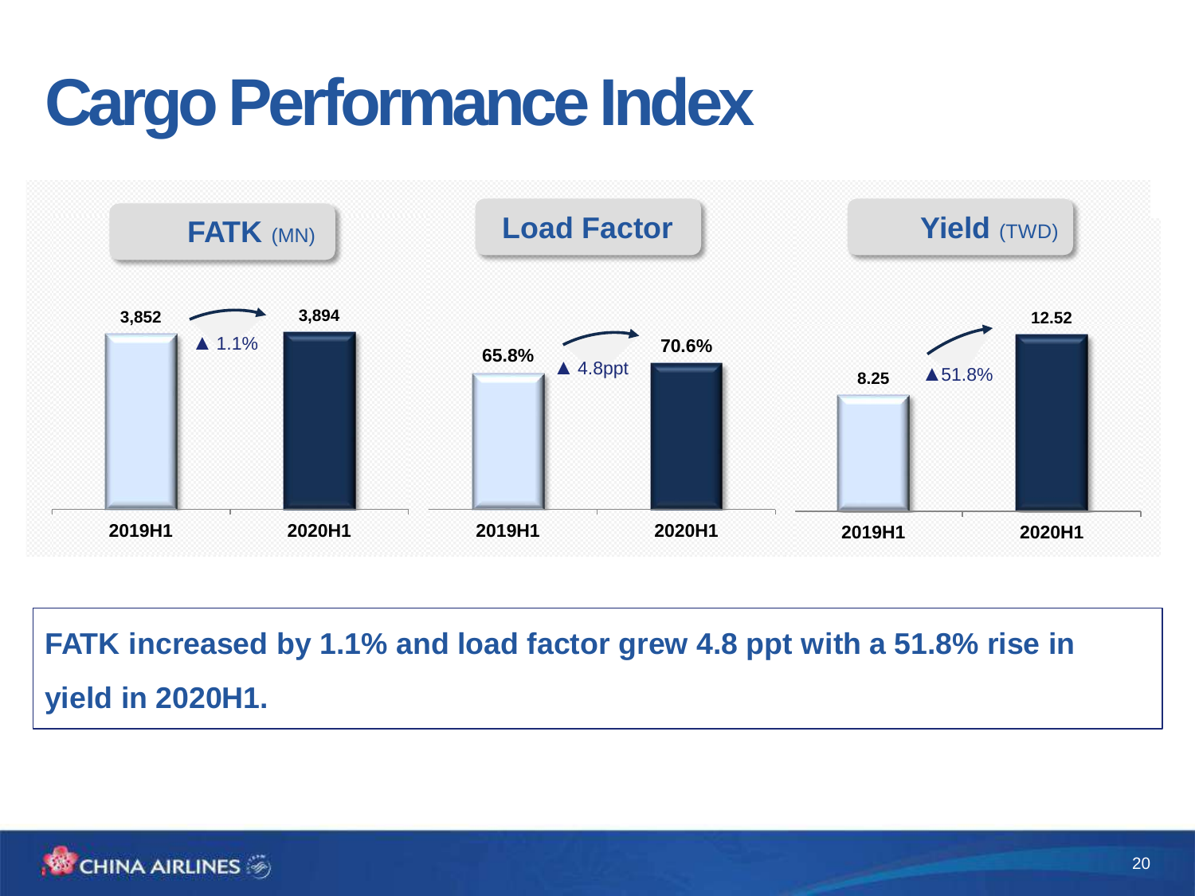# Cargo Performance Index

| | FATK (MN) | Load Factor | Yield (TWD) |
|---|---|---|---|
| 2019H1 | 3,852 | 65.8% | 8.25 |
| 2020H1 | 3,894 | 70.6% | 12.52 |
| Change | ▲ 1.1% | ▲ 4.8ppt | ▲51.8% |

**FATK increased by 1.1% and load factor grew 4.8 ppt with a 51.8% rise in yield in 2020H1.**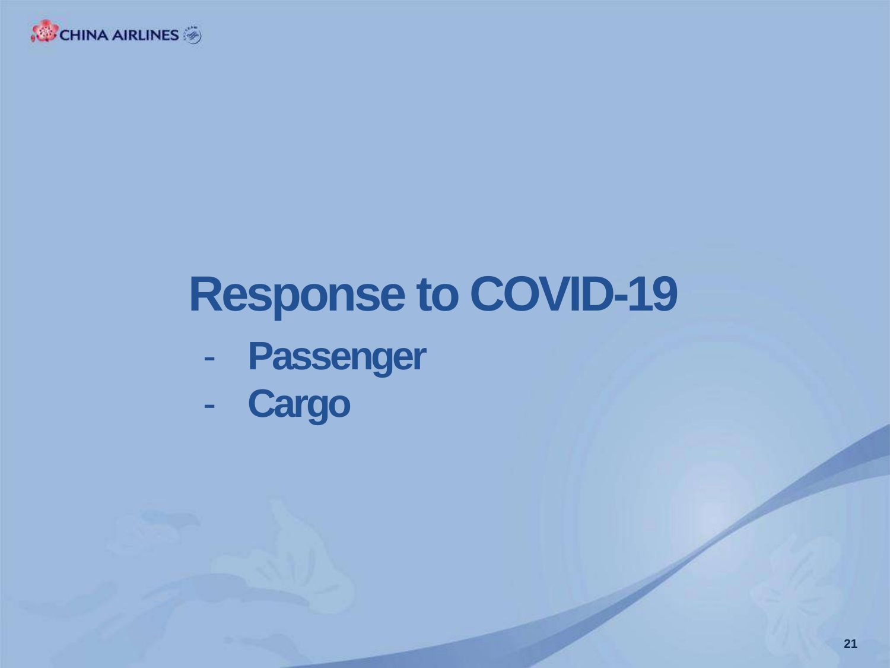# Response to COVID-19

- Passenger
- Cargo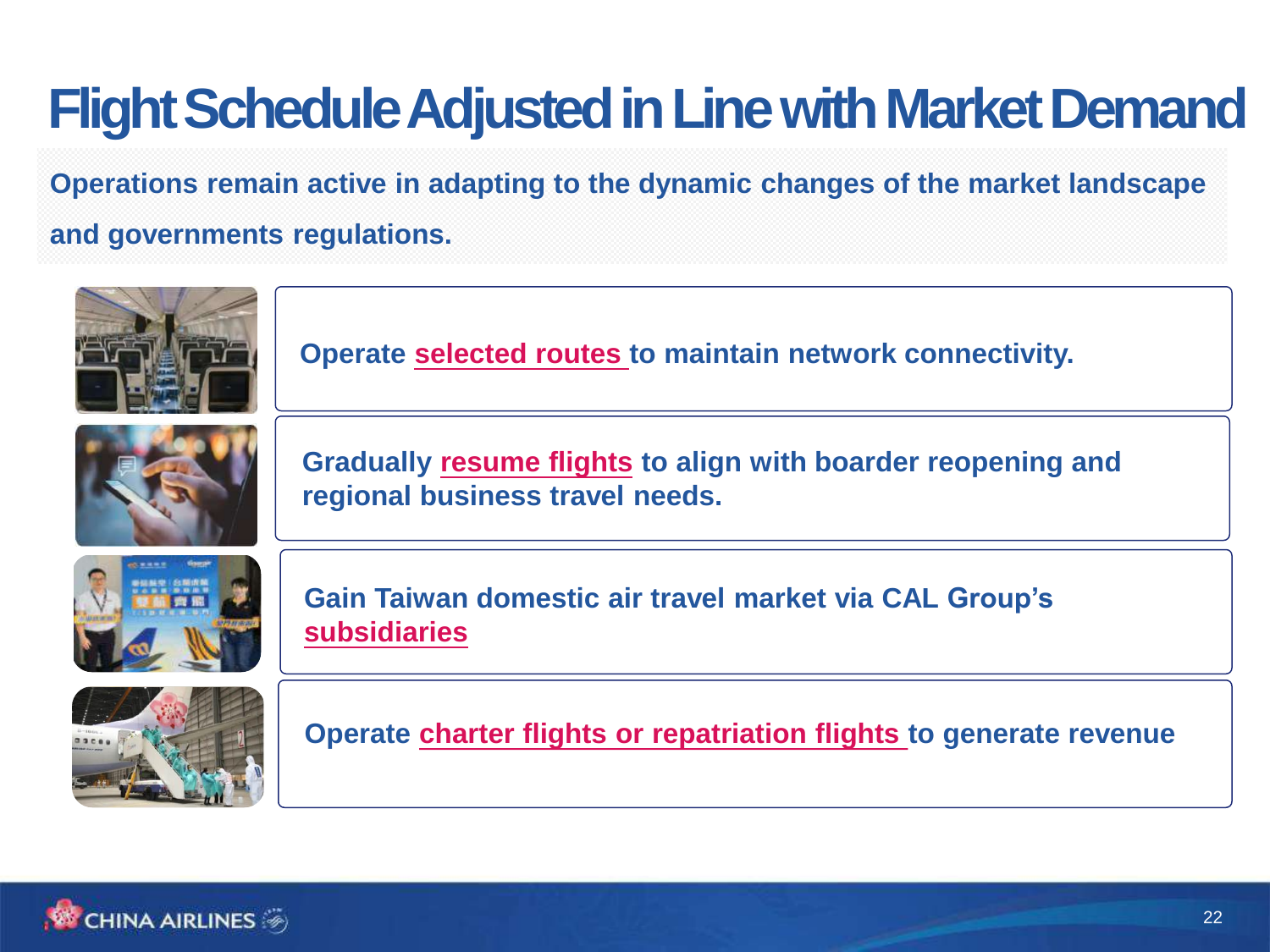# Flight Schedule Adjusted in Line with Market Demand

**Operations remain active in adapting to the dynamic changes of the market landscape and governments regulations.**

**Operate selected routes to maintain network connectivity.**

**Gradually resume flights to align with boarder reopening and regional business travel needs.**

**Gain Taiwan domestic air travel market via CAL Group's subsidiaries**

**Operate charter flights or repatriation flights to generate revenue**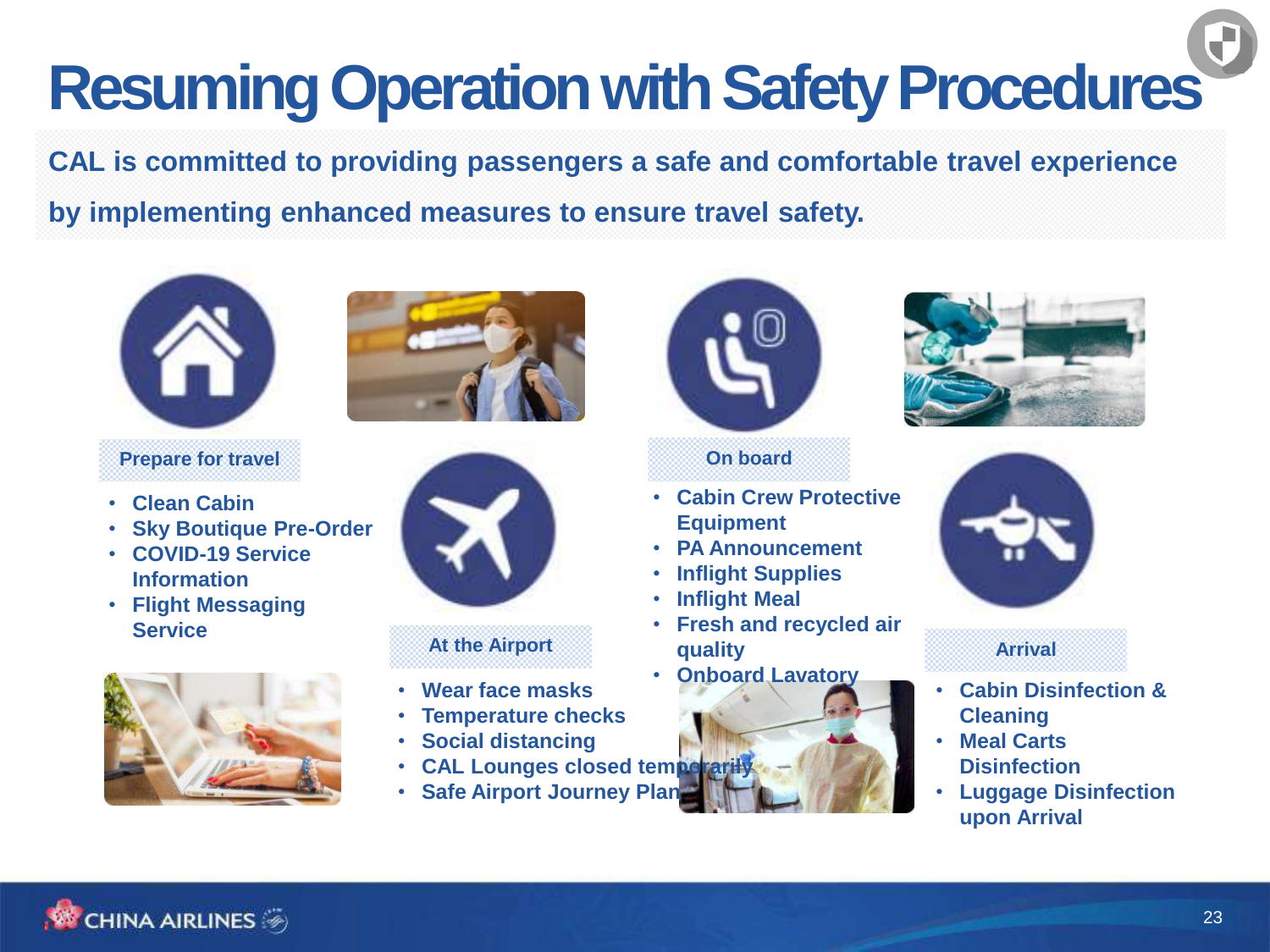# Resuming Operation with Safety Procedures

**CAL is committed to providing passengers a safe and comfortable travel experience by implementing enhanced measures to ensure travel safety.**

### Prepare for travel

- Clean Cabin
- Sky Boutique Pre-Order
- COVID-19 Service Information
- Flight Messaging Service

### At the Airport

- Wear face masks
- Temperature checks
- Social distancing
- CAL Lounges closed temporarily
- Safe Airport Journey Plan

### On board

- Cabin Crew Protective Equipment
- PA Announcement
- Inflight Supplies
- Inflight Meal
- Fresh and recycled air quality
- Onboard Lavatory

### Arrival

- Cabin Disinfection & Cleaning
- Meal Carts Disinfection
- Luggage Disinfection upon Arrival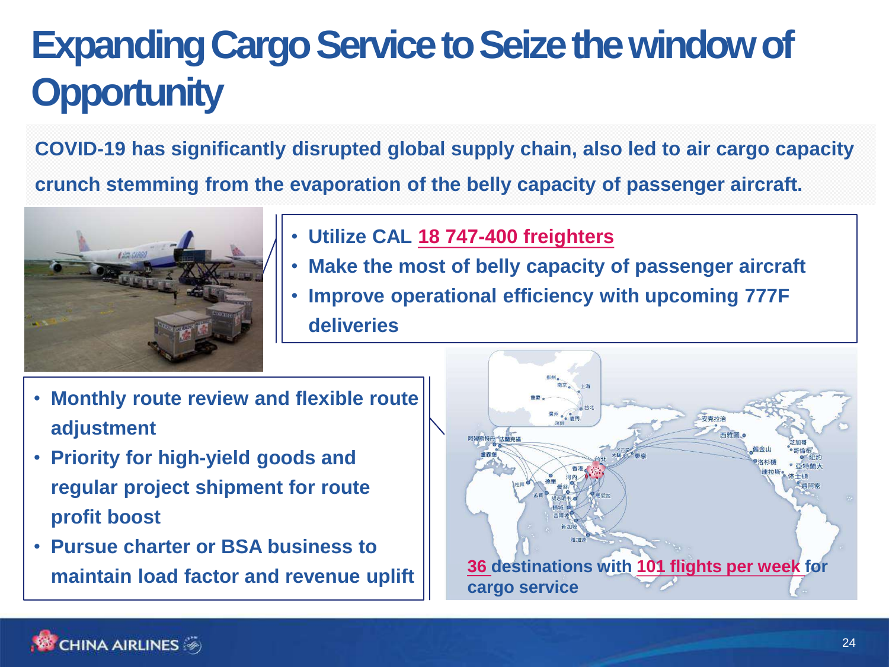# Expanding Cargo Service to Seize the window of Opportunity

**COVID-19 has significantly disrupted global supply chain, also led to air cargo capacity crunch stemming from the evaporation of the belly capacity of passenger aircraft.**

- **Utilize CAL 18 747-400 freighters**
- **Make the most of belly capacity of passenger aircraft**
- **Improve operational efficiency with upcoming 777F deliveries**

- **Monthly route review and flexible route adjustment**
- **Priority for high-yield goods and regular project shipment for route profit boost**
- **Pursue charter or BSA business to maintain load factor and revenue uplift**

**36 destinations with 101 flights per week for cargo service**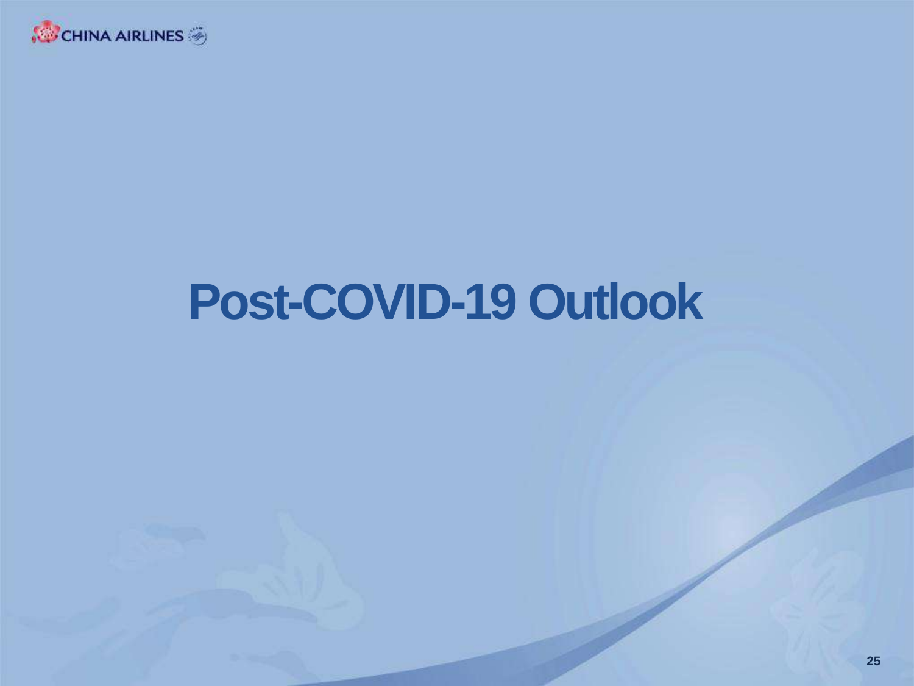# Post-COVID-19 Outlook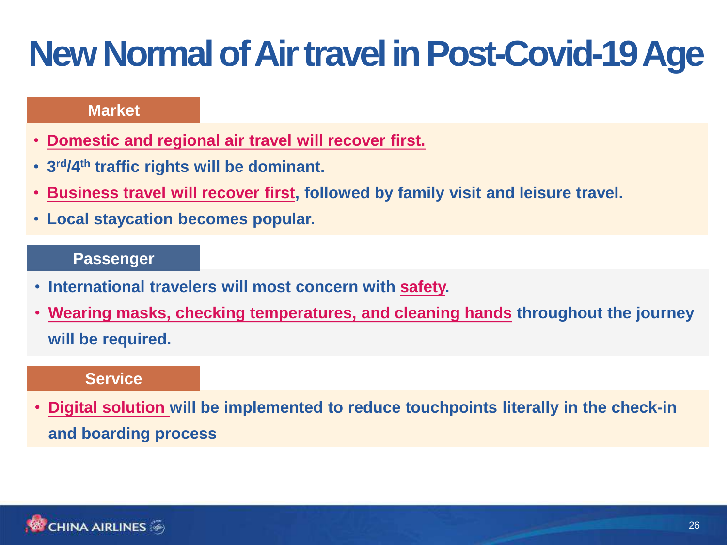# New Normal of Air travel in Post-Covid-19 Age

## Market

- Domestic and regional air travel will recover first.
- 3rd/4th traffic rights will be dominant.
- Business travel will recover first, followed by family visit and leisure travel.
- Local staycation becomes popular.

## Passenger

- International travelers will most concern with safety.
- Wearing masks, checking temperatures, and cleaning hands throughout the journey will be required.

## Service

- Digital solution will be implemented to reduce touchpoints literally in the check-in and boarding process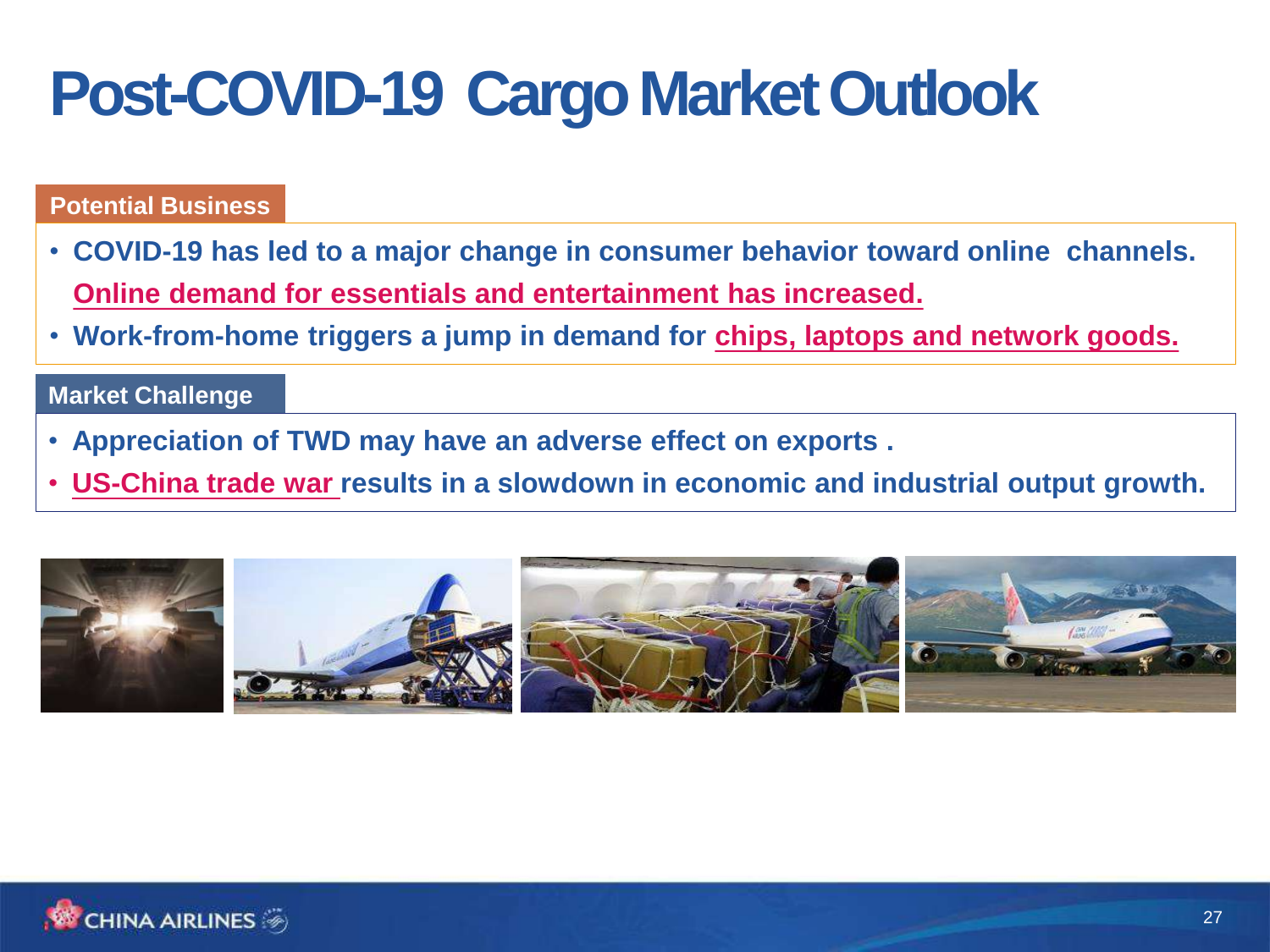# Post-COVID-19 Cargo Market Outlook

## Potential Business

- **COVID-19 has led to a major change in consumer behavior toward online channels. Online demand for essentials and entertainment has increased.**
- **Work-from-home triggers a jump in demand for chips, laptops and network goods.**

## Market Challenge

- **Appreciation of TWD may have an adverse effect on exports .**
- **US-China trade war results in a slowdown in economic and industrial output growth.**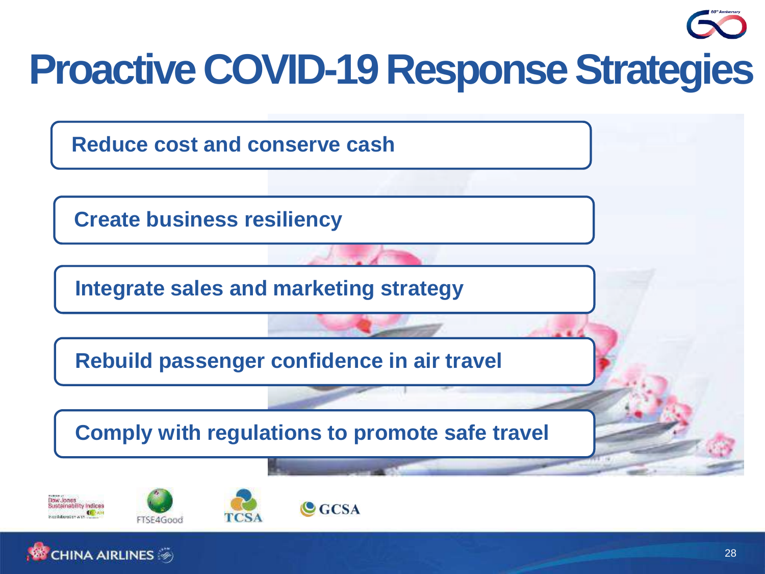# Proactive COVID-19 Response Strategies

- Reduce cost and conserve cash
- Create business resiliency
- Integrate sales and marketing strategy
- Rebuild passenger confidence in air travel
- Comply with regulations to promote safe travel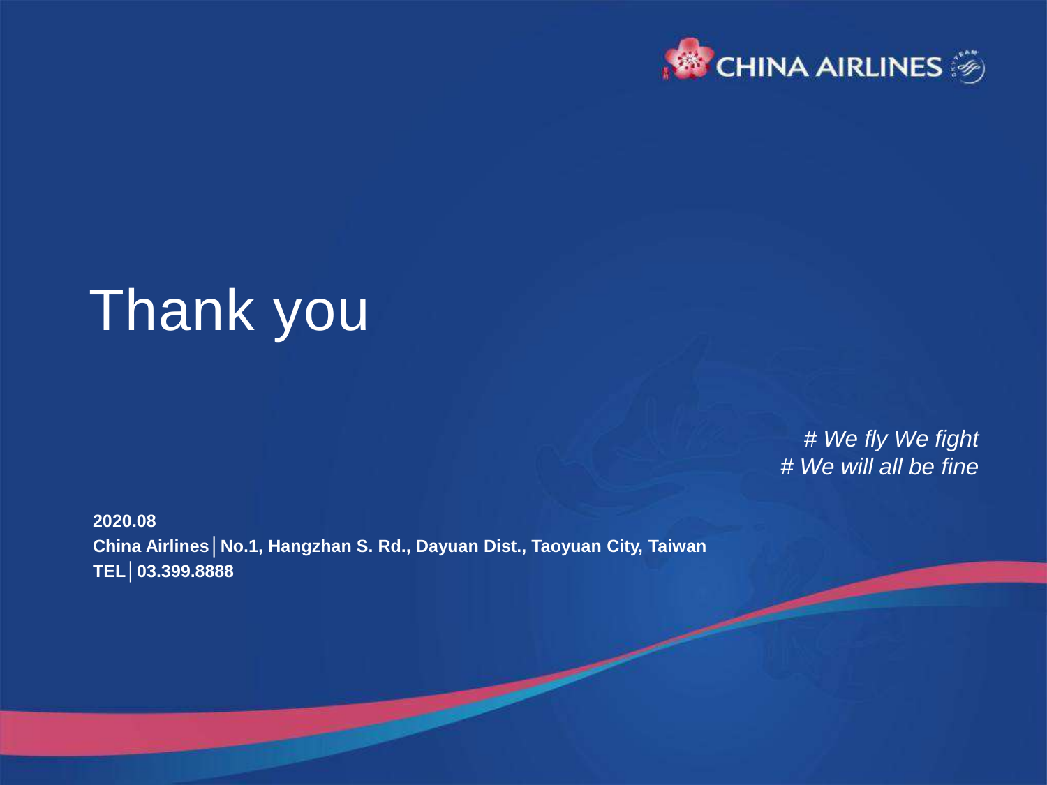CHINA AIRLINES

# Thank you

*# We fly We fight*
*# We will all be fine*

**2020.08**
**China Airlines│No.1, Hangzhan S. Rd., Dayuan Dist., Taoyuan City, Taiwan**
**TEL│03.399.8888**